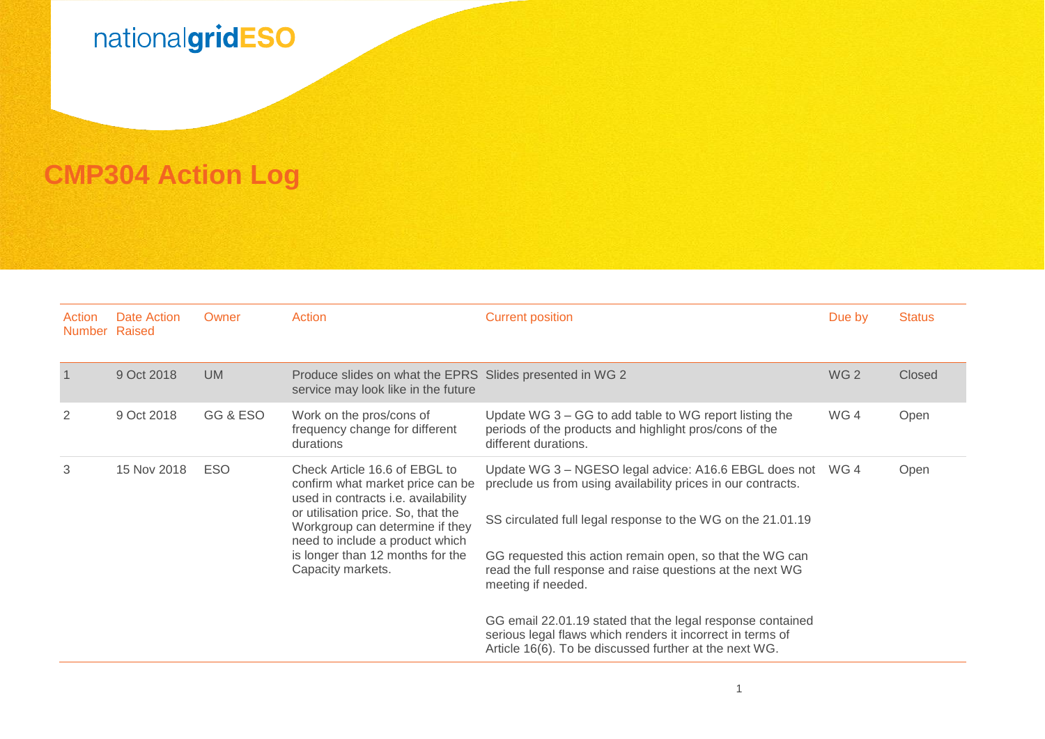nationalgridESO

# CMP304 Action Log

| Action Number | Date Action Raised | Owner | Action | Current position | Due by | Status |
|---|---|---|---|---|---|---|
| 1 | 9 Oct 2018 | UM | Produce slides on what the EPRS service may look like in the future | Slides presented in WG 2 | WG 2 | Closed |
| 2 | 9 Oct 2018 | GG & ESO | Work on the pros/cons of frequency change for different durations | Update WG 3 – GG to add table to WG report listing the periods of the products and highlight pros/cons of the different durations. | WG 4 | Open |
| 3 | 15 Nov 2018 | ESO | Check Article 16.6 of EBGL to confirm what market price can be used in contracts i.e. availability or utilisation price. So, that the Workgroup can determine if they need to include a product which is longer than 12 months for the Capacity markets. | Update WG 3 – NGESO legal advice: A16.6 EBGL does not preclude us from using availability prices in our contracts.<br><br>SS circulated full legal response to the WG on the 21.01.19<br><br>GG requested this action remain open, so that the WG can read the full response and raise questions at the next WG meeting if needed.<br><br>GG email 22.01.19 stated that the legal response contained serious legal flaws which renders it incorrect in terms of Article 16(6). To be discussed further at the next WG. | WG 4 | Open |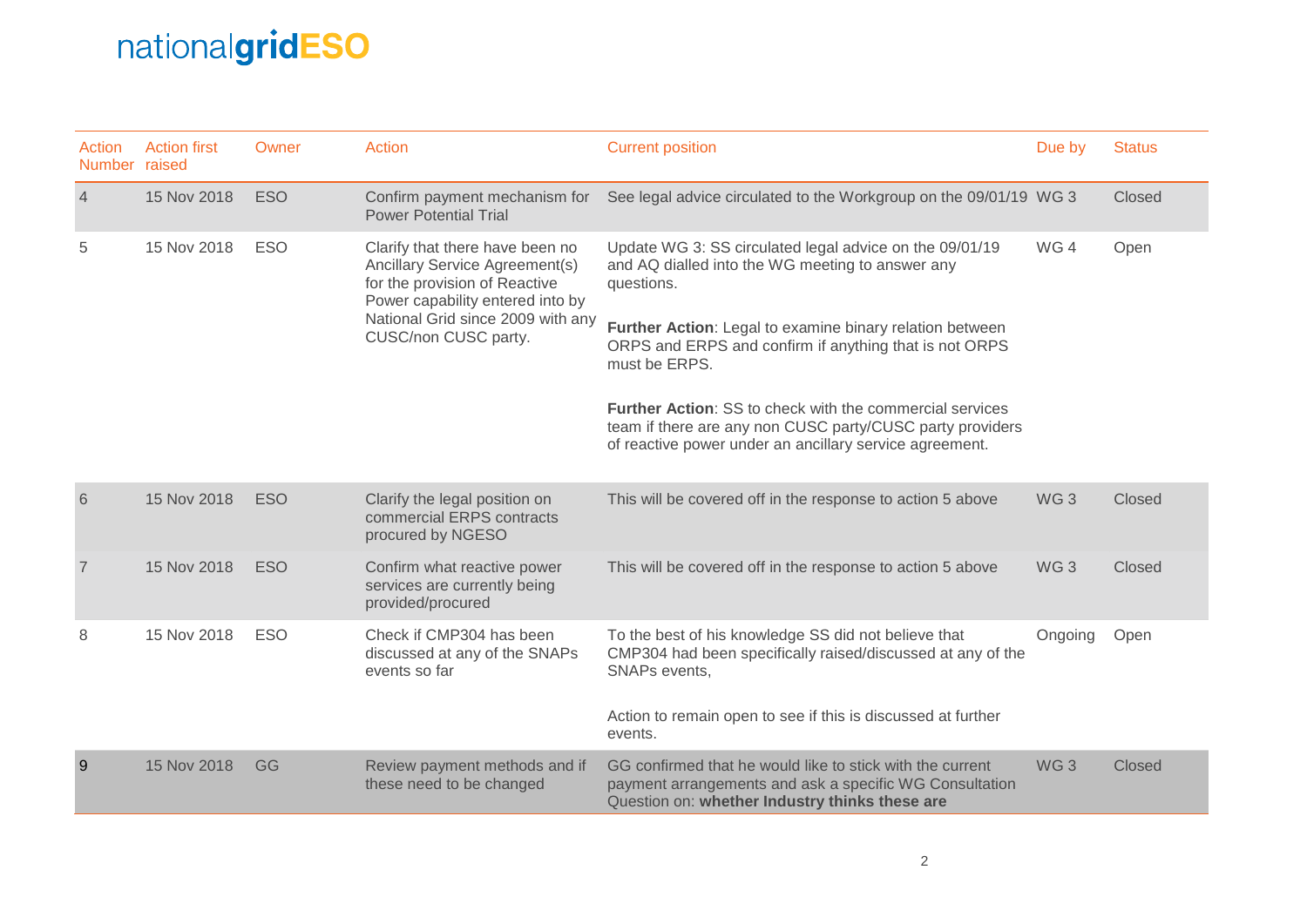| Action Number | Action first raised | Owner | Action | Current position | Due by | Status |
|---|---|---|---|---|---|---|
| 4 | 15 Nov 2018 | ESO | Confirm payment mechanism for Power Potential Trial | See legal advice circulated to the Workgroup on the 09/01/19 | WG 3 | Closed |
| 5 | 15 Nov 2018 | ESO | Clarify that there have been no Ancillary Service Agreement(s) for the provision of Reactive Power capability entered into by National Grid since 2009 with any CUSC/non CUSC party. | Update WG 3: SS circulated legal advice on the 09/01/19 and AQ dialled into the WG meeting to answer any questions.<br><br>**Further Action**: Legal to examine binary relation between ORPS and ERPS and confirm if anything that is not ORPS must be ERPS.<br><br>**Further Action**: SS to check with the commercial services team if there are any non CUSC party/CUSC party providers of reactive power under an ancillary service agreement. | WG 4 | Open |
| 6 | 15 Nov 2018 | ESO | Clarify the legal position on commercial ERPS contracts procured by NGESO | This will be covered off in the response to action 5 above | WG 3 | Closed |
| 7 | 15 Nov 2018 | ESO | Confirm what reactive power services are currently being provided/procured | This will be covered off in the response to action 5 above | WG 3 | Closed |
| 8 | 15 Nov 2018 | ESO | Check if CMP304 has been discussed at any of the SNAPs events so far | To the best of his knowledge SS did not believe that CMP304 had been specifically raised/discussed at any of the SNAPs events,<br><br>Action to remain open to see if this is discussed at further events. | Ongoing | Open |
| 9 | 15 Nov 2018 | GG | Review payment methods and if these need to be changed | GG confirmed that he would like to stick with the current payment arrangements and ask a specific WG Consultation Question on: **whether Industry thinks these are** | WG 3 | Closed |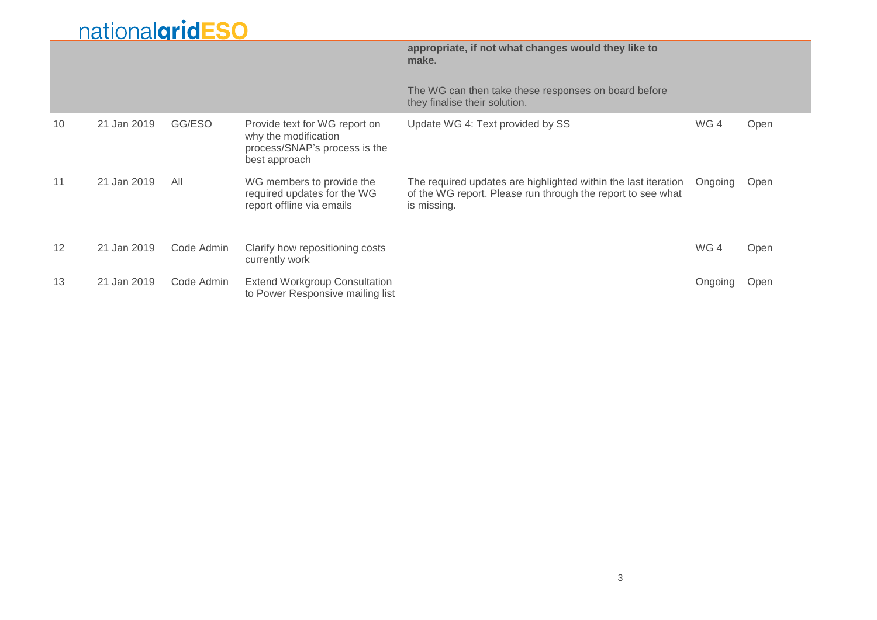| | | | | | | |
|---|---|---|---|---|---|---|
| | | | | **appropriate, if not what changes would they like to make.**<br><br>The WG can then take these responses on board before they finalise their solution. | | |
| 10 | 21 Jan 2019 | GG/ESO | Provide text for WG report on why the modification process/SNAP's process is the best approach | Update WG 4: Text provided by SS | WG 4 | Open |
| 11 | 21 Jan 2019 | All | WG members to provide the required updates for the WG report offline via emails | The required updates are highlighted within the last iteration of the WG report. Please run through the report to see what is missing. | Ongoing | Open |
| 12 | 21 Jan 2019 | Code Admin | Clarify how repositioning costs currently work | | WG 4 | Open |
| 13 | 21 Jan 2019 | Code Admin | Extend Workgroup Consultation to Power Responsive mailing list | | Ongoing | Open |